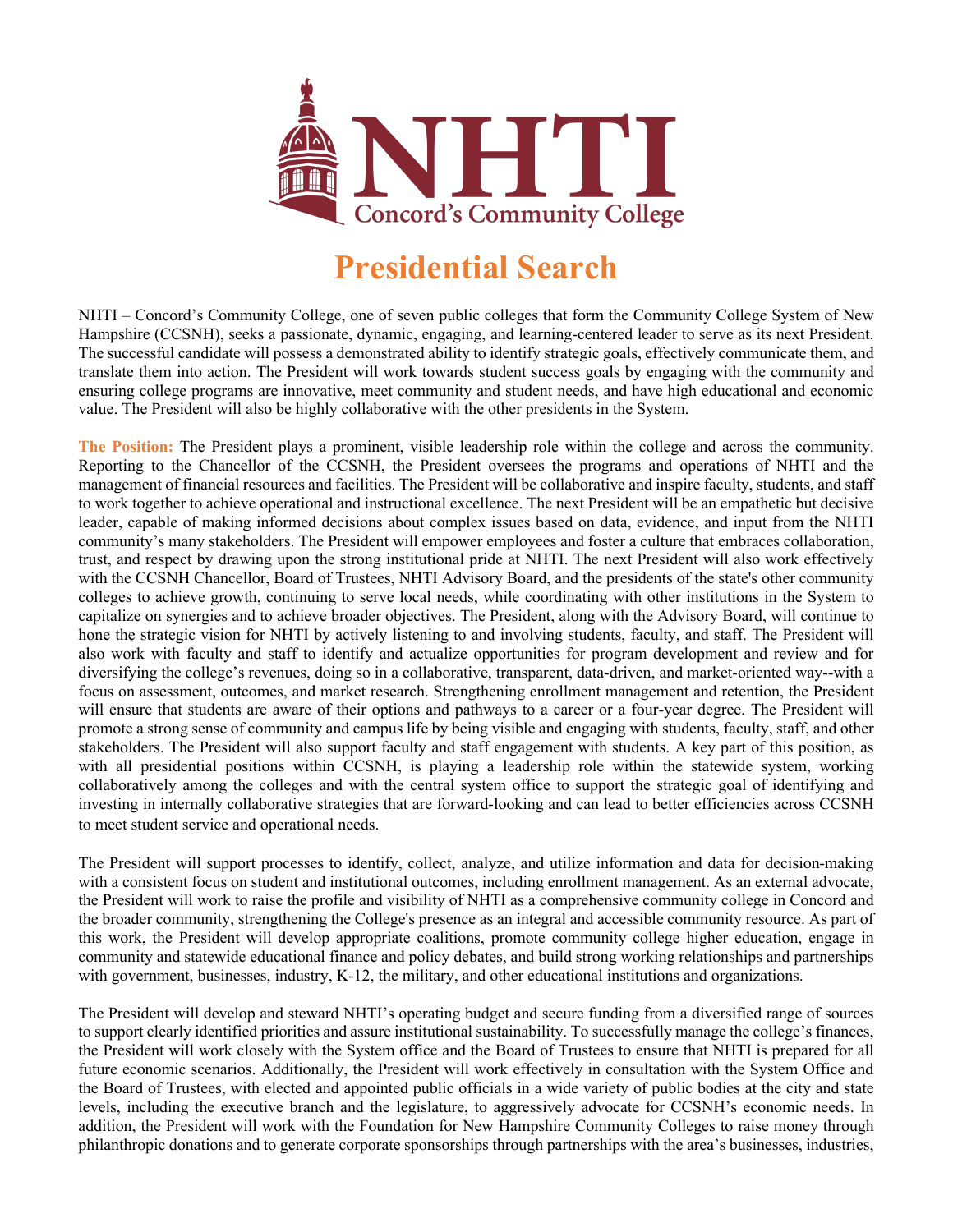# NHTI

## Concord's Community College

# Presidential Search

NHTI – Concord's Community College, one of seven public colleges that form the Community College System of New Hampshire (CCSNH), seeks a passionate, dynamic, engaging, and learning-centered leader to serve as its next President. The successful candidate will possess a demonstrated ability to identify strategic goals, effectively communicate them, and translate them into action. The President will work towards student success goals by engaging with the community and ensuring college programs are innovative, meet community and student needs, and have high educational and economic value. The President will also be highly collaborative with the other presidents in the System.

**The Position:** The President plays a prominent, visible leadership role within the college and across the community. Reporting to the Chancellor of the CCSNH, the President oversees the programs and operations of NHTI and the management of financial resources and facilities. The President will be collaborative and inspire faculty, students, and staff to work together to achieve operational and instructional excellence. The next President will be an empathetic but decisive leader, capable of making informed decisions about complex issues based on data, evidence, and input from the NHTI community's many stakeholders. The President will empower employees and foster a culture that embraces collaboration, trust, and respect by drawing upon the strong institutional pride at NHTI. The next President will also work effectively with the CCSNH Chancellor, Board of Trustees, NHTI Advisory Board, and the presidents of the state's other community colleges to achieve growth, continuing to serve local needs, while coordinating with other institutions in the System to capitalize on synergies and to achieve broader objectives. The President, along with the Advisory Board, will continue to hone the strategic vision for NHTI by actively listening to and involving students, faculty, and staff. The President will also work with faculty and staff to identify and actualize opportunities for program development and review and for diversifying the college's revenues, doing so in a collaborative, transparent, data-driven, and market-oriented way--with a focus on assessment, outcomes, and market research. Strengthening enrollment management and retention, the President will ensure that students are aware of their options and pathways to a career or a four-year degree. The President will promote a strong sense of community and campus life by being visible and engaging with students, faculty, staff, and other stakeholders. The President will also support faculty and staff engagement with students. A key part of this position, as with all presidential positions within CCSNH, is playing a leadership role within the statewide system, working collaboratively among the colleges and with the central system office to support the strategic goal of identifying and investing in internally collaborative strategies that are forward-looking and can lead to better efficiencies across CCSNH to meet student service and operational needs.

The President will support processes to identify, collect, analyze, and utilize information and data for decision-making with a consistent focus on student and institutional outcomes, including enrollment management. As an external advocate, the President will work to raise the profile and visibility of NHTI as a comprehensive community college in Concord and the broader community, strengthening the College's presence as an integral and accessible community resource. As part of this work, the President will develop appropriate coalitions, promote community college higher education, engage in community and statewide educational finance and policy debates, and build strong working relationships and partnerships with government, businesses, industry, K-12, the military, and other educational institutions and organizations.

The President will develop and steward NHTI's operating budget and secure funding from a diversified range of sources to support clearly identified priorities and assure institutional sustainability. To successfully manage the college's finances, the President will work closely with the System office and the Board of Trustees to ensure that NHTI is prepared for all future economic scenarios. Additionally, the President will work effectively in consultation with the System Office and the Board of Trustees, with elected and appointed public officials in a wide variety of public bodies at the city and state levels, including the executive branch and the legislature, to aggressively advocate for CCSNH's economic needs. In addition, the President will work with the Foundation for New Hampshire Community Colleges to raise money through philanthropic donations and to generate corporate sponsorships through partnerships with the area's businesses, industries,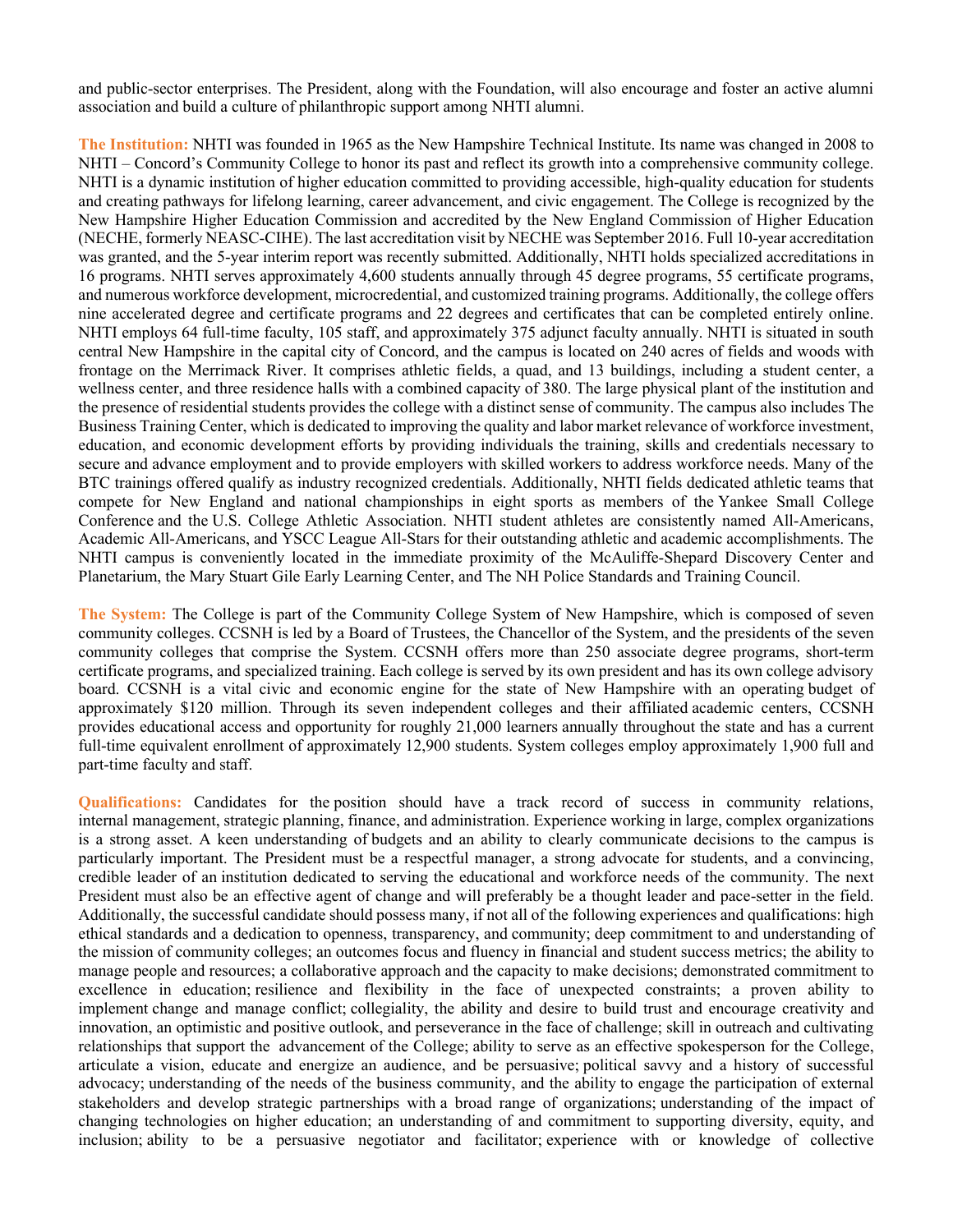and public-sector enterprises. The President, along with the Foundation, will also encourage and foster an active alumni association and build a culture of philanthropic support among NHTI alumni.

**The Institution:** NHTI was founded in 1965 as the New Hampshire Technical Institute. Its name was changed in 2008 to NHTI – Concord's Community College to honor its past and reflect its growth into a comprehensive community college. NHTI is a dynamic institution of higher education committed to providing accessible, high-quality education for students and creating pathways for lifelong learning, career advancement, and civic engagement. The College is recognized by the New Hampshire Higher Education Commission and accredited by the New England Commission of Higher Education (NECHE, formerly NEASC-CIHE). The last accreditation visit by NECHE was September 2016. Full 10-year accreditation was granted, and the 5-year interim report was recently submitted. Additionally, NHTI holds specialized accreditations in 16 programs. NHTI serves approximately 4,600 students annually through 45 degree programs, 55 certificate programs, and numerous workforce development, microcredential, and customized training programs. Additionally, the college offers nine accelerated degree and certificate programs and 22 degrees and certificates that can be completed entirely online. NHTI employs 64 full-time faculty, 105 staff, and approximately 375 adjunct faculty annually. NHTI is situated in south central New Hampshire in the capital city of Concord, and the campus is located on 240 acres of fields and woods with frontage on the Merrimack River. It comprises athletic fields, a quad, and 13 buildings, including a student center, a wellness center, and three residence halls with a combined capacity of 380. The large physical plant of the institution and the presence of residential students provides the college with a distinct sense of community. The campus also includes The Business Training Center, which is dedicated to improving the quality and labor market relevance of workforce investment, education, and economic development efforts by providing individuals the training, skills and credentials necessary to secure and advance employment and to provide employers with skilled workers to address workforce needs. Many of the BTC trainings offered qualify as industry recognized credentials. Additionally, NHTI fields dedicated athletic teams that compete for New England and national championships in eight sports as members of the Yankee Small College Conference and the U.S. College Athletic Association. NHTI student athletes are consistently named All-Americans, Academic All-Americans, and YSCC League All-Stars for their outstanding athletic and academic accomplishments. The NHTI campus is conveniently located in the immediate proximity of the McAuliffe-Shepard Discovery Center and Planetarium, the Mary Stuart Gile Early Learning Center, and The NH Police Standards and Training Council.

**The System:** The College is part of the Community College System of New Hampshire, which is composed of seven community colleges. CCSNH is led by a Board of Trustees, the Chancellor of the System, and the presidents of the seven community colleges that comprise the System. CCSNH offers more than 250 associate degree programs, short-term certificate programs, and specialized training. Each college is served by its own president and has its own college advisory board. CCSNH is a vital civic and economic engine for the state of New Hampshire with an operating budget of approximately $120 million. Through its seven independent colleges and their affiliated academic centers, CCSNH provides educational access and opportunity for roughly 21,000 learners annually throughout the state and has a current full-time equivalent enrollment of approximately 12,900 students. System colleges employ approximately 1,900 full and part-time faculty and staff.

**Qualifications:** Candidates for the position should have a track record of success in community relations, internal management, strategic planning, finance, and administration. Experience working in large, complex organizations is a strong asset. A keen understanding of budgets and an ability to clearly communicate decisions to the campus is particularly important. The President must be a respectful manager, a strong advocate for students, and a convincing, credible leader of an institution dedicated to serving the educational and workforce needs of the community. The next President must also be an effective agent of change and will preferably be a thought leader and pace-setter in the field. Additionally, the successful candidate should possess many, if not all of the following experiences and qualifications: high ethical standards and a dedication to openness, transparency, and community; deep commitment to and understanding of the mission of community colleges; an outcomes focus and fluency in financial and student success metrics; the ability to manage people and resources; a collaborative approach and the capacity to make decisions; demonstrated commitment to excellence in education; resilience and flexibility in the face of unexpected constraints; a proven ability to implement change and manage conflict; collegiality, the ability and desire to build trust and encourage creativity and innovation, an optimistic and positive outlook, and perseverance in the face of challenge; skill in outreach and cultivating relationships that support the advancement of the College; ability to serve as an effective spokesperson for the College, articulate a vision, educate and energize an audience, and be persuasive; political savvy and a history of successful advocacy; understanding of the needs of the business community, and the ability to engage the participation of external stakeholders and develop strategic partnerships with a broad range of organizations; understanding of the impact of changing technologies on higher education; an understanding of and commitment to supporting diversity, equity, and inclusion; ability to be a persuasive negotiator and facilitator; experience with or knowledge of collective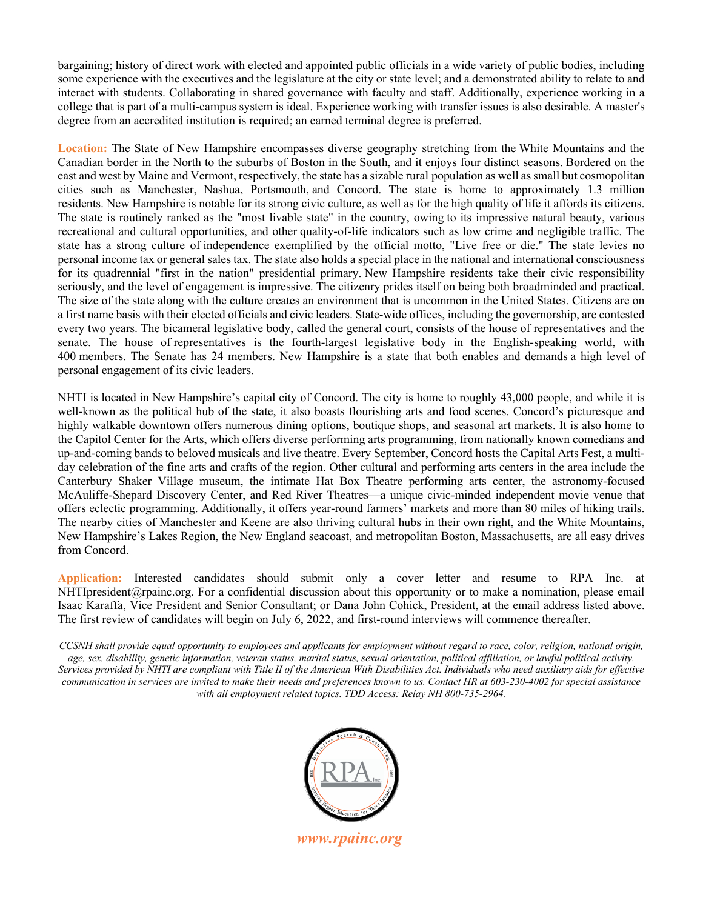bargaining; history of direct work with elected and appointed public officials in a wide variety of public bodies, including some experience with the executives and the legislature at the city or state level; and a demonstrated ability to relate to and interact with students. Collaborating in shared governance with faculty and staff. Additionally, experience working in a college that is part of a multi-campus system is ideal. Experience working with transfer issues is also desirable. A master's degree from an accredited institution is required; an earned terminal degree is preferred.

**Location:** The State of New Hampshire encompasses diverse geography stretching from the White Mountains and the Canadian border in the North to the suburbs of Boston in the South, and it enjoys four distinct seasons. Bordered on the east and west by Maine and Vermont, respectively, the state has a sizable rural population as well as small but cosmopolitan cities such as Manchester, Nashua, Portsmouth, and Concord. The state is home to approximately 1.3 million residents. New Hampshire is notable for its strong civic culture, as well as for the high quality of life it affords its citizens. The state is routinely ranked as the "most livable state" in the country, owing to its impressive natural beauty, various recreational and cultural opportunities, and other quality-of-life indicators such as low crime and negligible traffic. The state has a strong culture of independence exemplified by the official motto, "Live free or die." The state levies no personal income tax or general sales tax. The state also holds a special place in the national and international consciousness for its quadrennial "first in the nation" presidential primary. New Hampshire residents take their civic responsibility seriously, and the level of engagement is impressive. The citizenry prides itself on being both broadminded and practical. The size of the state along with the culture creates an environment that is uncommon in the United States. Citizens are on a first name basis with their elected officials and civic leaders. State-wide offices, including the governorship, are contested every two years. The bicameral legislative body, called the general court, consists of the house of representatives and the senate. The house of representatives is the fourth-largest legislative body in the English-speaking world, with 400 members. The Senate has 24 members. New Hampshire is a state that both enables and demands a high level of personal engagement of its civic leaders.

NHTI is located in New Hampshire's capital city of Concord. The city is home to roughly 43,000 people, and while it is well-known as the political hub of the state, it also boasts flourishing arts and food scenes. Concord's picturesque and highly walkable downtown offers numerous dining options, boutique shops, and seasonal art markets. It is also home to the Capitol Center for the Arts, which offers diverse performing arts programming, from nationally known comedians and up-and-coming bands to beloved musicals and live theatre. Every September, Concord hosts the Capital Arts Fest, a multi-day celebration of the fine arts and crafts of the region. Other cultural and performing arts centers in the area include the Canterbury Shaker Village museum, the intimate Hat Box Theatre performing arts center, the astronomy-focused McAuliffe-Shepard Discovery Center, and Red River Theatres—a unique civic-minded independent movie venue that offers eclectic programming. Additionally, it offers year-round farmers' markets and more than 80 miles of hiking trails. The nearby cities of Manchester and Keene are also thriving cultural hubs in their own right, and the White Mountains, New Hampshire's Lakes Region, the New England seacoast, and metropolitan Boston, Massachusetts, are all easy drives from Concord.

**Application:** Interested candidates should submit only a cover letter and resume to RPA Inc. at NHTIpresident@rpainc.org. For a confidential discussion about this opportunity or to make a nomination, please email Isaac Karaffa, Vice President and Senior Consultant; or Dana John Cohick, President, at the email address listed above. The first review of candidates will begin on July 6, 2022, and first-round interviews will commence thereafter.

*CCSNH shall provide equal opportunity to employees and applicants for employment without regard to race, color, religion, national origin, age, sex, disability, genetic information, veteran status, marital status, sexual orientation, political affiliation, or lawful political activity. Services provided by NHTI are compliant with Title II of the American With Disabilities Act. Individuals who need auxiliary aids for effective communication in services are invited to make their needs and preferences known to us. Contact HR at 603-230-4002 for special assistance with all employment related topics. TDD Access: Relay NH 800-735-2964.*

RPA Inc. — Executive Search & Consulting — Serving Higher Education for Three Decades — 1988 – 2022

*www.rpainc.org*